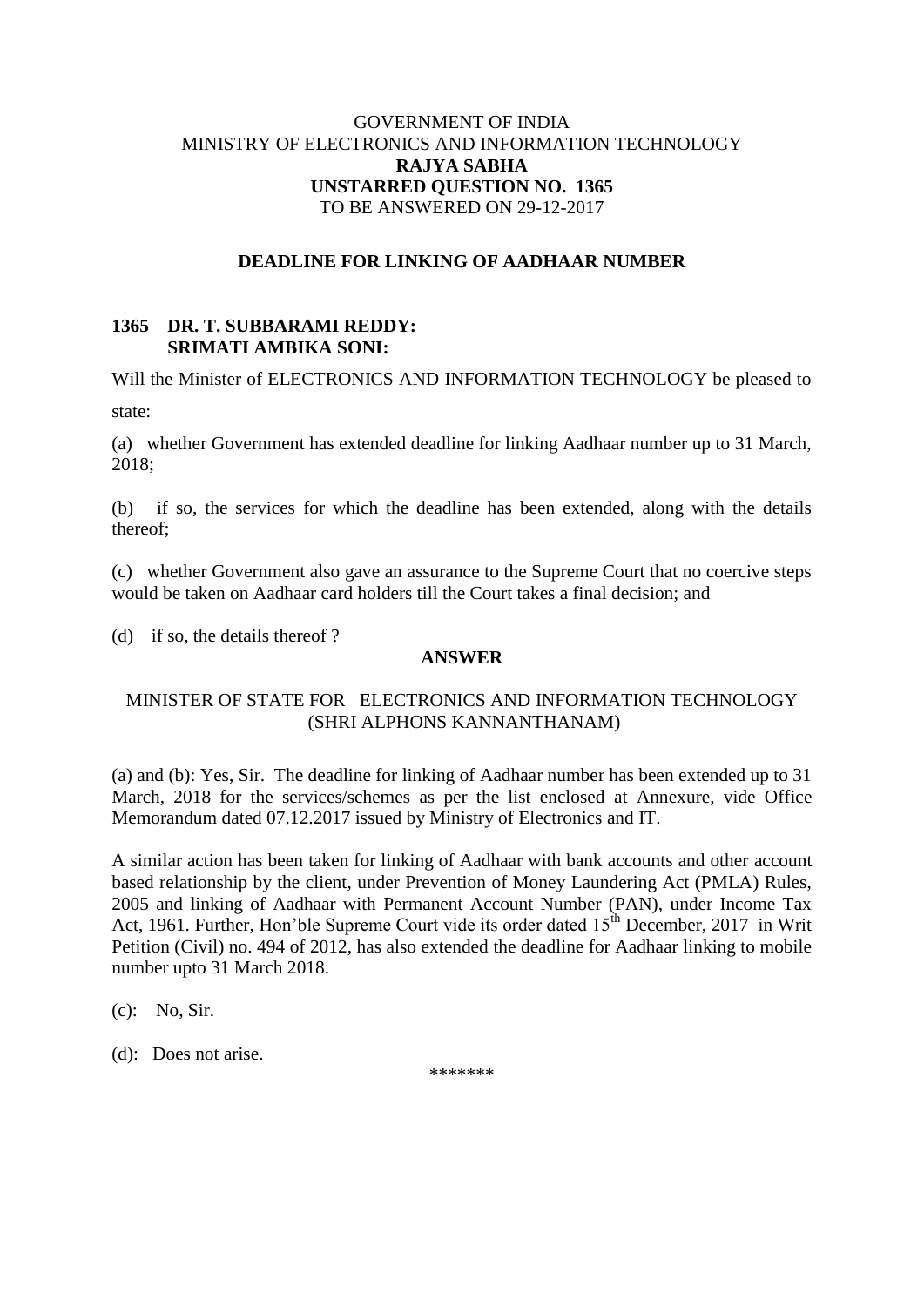GOVERNMENT OF INDIA
MINISTRY OF ELECTRONICS AND INFORMATION TECHNOLOGY
**RAJYA SABHA**
**UNSTARRED QUESTION NO. 1365**
TO BE ANSWERED ON 29-12-2017

## DEADLINE FOR LINKING OF AADHAAR NUMBER

**1365 DR. T. SUBBARAMI REDDY:**
**SRIMATI AMBIKA SONI:**

Will the Minister of ELECTRONICS AND INFORMATION TECHNOLOGY be pleased to state:

(a) whether Government has extended deadline for linking Aadhaar number up to 31 March, 2018;

(b) if so, the services for which the deadline has been extended, along with the details thereof;

(c) whether Government also gave an assurance to the Supreme Court that no coercive steps would be taken on Aadhaar card holders till the Court takes a final decision; and

(d) if so, the details thereof ?

**ANSWER**

MINISTER OF STATE FOR ELECTRONICS AND INFORMATION TECHNOLOGY
(SHRI ALPHONS KANNANTHANAM)

(a) and (b): Yes, Sir. The deadline for linking of Aadhaar number has been extended up to 31 March, 2018 for the services/schemes as per the list enclosed at Annexure, vide Office Memorandum dated 07.12.2017 issued by Ministry of Electronics and IT.

A similar action has been taken for linking of Aadhaar with bank accounts and other account based relationship by the client, under Prevention of Money Laundering Act (PMLA) Rules, 2005 and linking of Aadhaar with Permanent Account Number (PAN), under Income Tax Act, 1961. Further, Hon'ble Supreme Court vide its order dated 15th December, 2017 in Writ Petition (Civil) no. 494 of 2012, has also extended the deadline for Aadhaar linking to mobile number upto 31 March 2018.

(c): No, Sir.

(d): Does not arise.

*******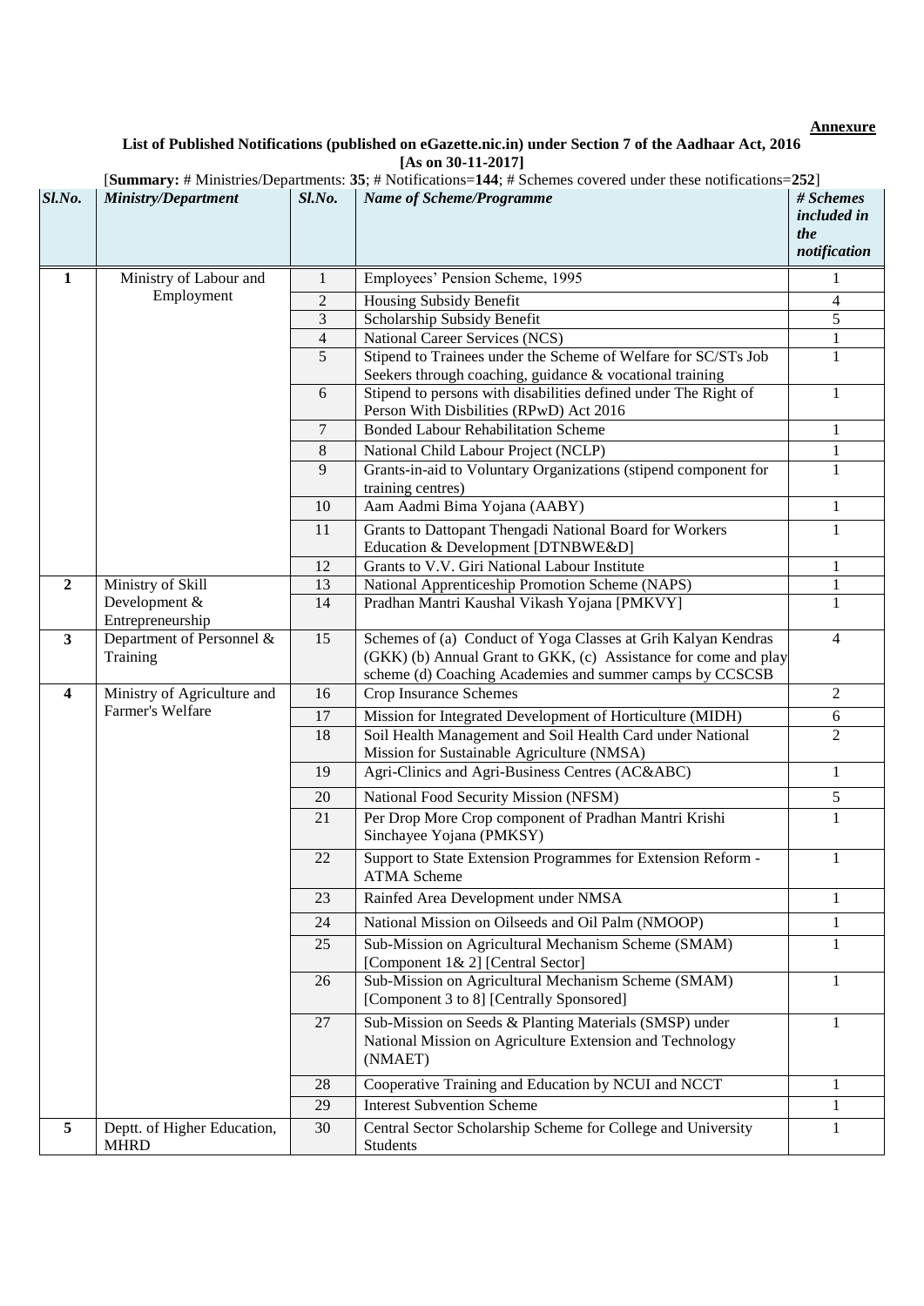**Annexure**

**List of Published Notifications (published on eGazette.nic.in) under Section 7 of the Aadhaar Act, 2016**
**[As on 30-11-2017]**

[**Summary:** # Ministries/Departments: **35**; # Notifications=**144**; # Schemes covered under these notifications=**252**]

| *Sl.No.* | *Ministry/Department* | *Sl.No.* | *Name of Scheme/Programme* | *# Schemes included in the notification* |
|---|---|---|---|---|
| **1** | Ministry of Labour and Employment | 1 | Employees' Pension Scheme, 1995 | 1 |
| | | 2 | Housing Subsidy Benefit | 4 |
| | | 3 | Scholarship Subsidy Benefit | 5 |
| | | 4 | National Career Services (NCS) | 1 |
| | | 5 | Stipend to Trainees under the Scheme of Welfare for SC/STs Job Seekers through coaching, guidance & vocational training | 1 |
| | | 6 | Stipend to persons with disabilities defined under The Right of Person With Disbilities (RPwD) Act 2016 | 1 |
| | | 7 | Bonded Labour Rehabilitation Scheme | 1 |
| | | 8 | National Child Labour Project (NCLP) | 1 |
| | | 9 | Grants-in-aid to Voluntary Organizations (stipend component for training centres) | 1 |
| | | 10 | Aam Aadmi Bima Yojana (AABY) | 1 |
| | | 11 | Grants to Dattopant Thengadi National Board for Workers Education & Development [DTNBWE&D] | 1 |
| | | 12 | Grants to V.V. Giri National Labour Institute | 1 |
| **2** | Ministry of Skill Development & Entrepreneurship | 13 | National Apprenticeship Promotion Scheme (NAPS) | 1 |
| | | 14 | Pradhan Mantri Kaushal Vikash Yojana [PMKVY] | 1 |
| **3** | Department of Personnel & Training | 15 | Schemes of (a) Conduct of Yoga Classes at Grih Kalyan Kendras (GKK) (b) Annual Grant to GKK, (c) Assistance for come and play scheme (d) Coaching Academies and summer camps by CCSCSB | 4 |
| **4** | Ministry of Agriculture and Farmer's Welfare | 16 | Crop Insurance Schemes | 2 |
| | | 17 | Mission for Integrated Development of Horticulture (MIDH) | 6 |
| | | 18 | Soil Health Management and Soil Health Card under National Mission for Sustainable Agriculture (NMSA) | 2 |
| | | 19 | Agri-Clinics and Agri-Business Centres (AC&ABC) | 1 |
| | | 20 | National Food Security Mission (NFSM) | 5 |
| | | 21 | Per Drop More Crop component of Pradhan Mantri Krishi Sinchayee Yojana (PMKSY) | 1 |
| | | 22 | Support to State Extension Programmes for Extension Reform - ATMA Scheme | 1 |
| | | 23 | Rainfed Area Development under NMSA | 1 |
| | | 24 | National Mission on Oilseeds and Oil Palm (NMOOP) | 1 |
| | | 25 | Sub-Mission on Agricultural Mechanism Scheme (SMAM) [Component 1& 2] [Central Sector] | 1 |
| | | 26 | Sub-Mission on Agricultural Mechanism Scheme (SMAM) [Component 3 to 8] [Centrally Sponsored] | 1 |
| | | 27 | Sub-Mission on Seeds & Planting Materials (SMSP) under National Mission on Agriculture Extension and Technology (NMAET) | 1 |
| | | 28 | Cooperative Training and Education by NCUI and NCCT | 1 |
| | | 29 | Interest Subvention Scheme | 1 |
| **5** | Deptt. of Higher Education, MHRD | 30 | Central Sector Scholarship Scheme for College and University Students | 1 |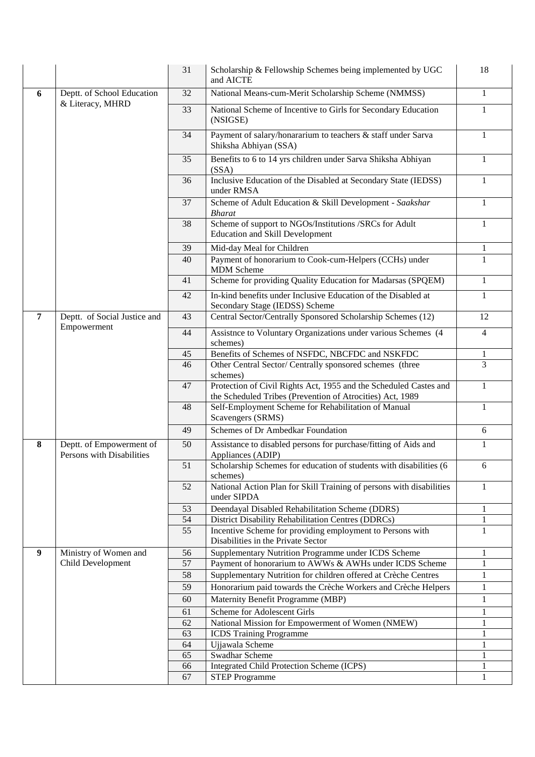|   |   |   |   |   |
|---|---|---|---|---|
|   |   | 31 | Scholarship & Fellowship Schemes being implemented by UGC and AICTE | 18 |
| **6** | Deptt. of School Education & Literacy, MHRD | 32 | National Means-cum-Merit Scholarship Scheme (NMMSS) | 1 |
|   |   | 33 | National Scheme of Incentive to Girls for Secondary Education (NSIGSE) | 1 |
|   |   | 34 | Payment of salary/honararium to teachers & staff under Sarva Shiksha Abhiyan (SSA) | 1 |
|   |   | 35 | Benefits to 6 to 14 yrs children under Sarva Shiksha Abhiyan (SSA) | 1 |
|   |   | 36 | Inclusive Education of the Disabled at Secondary State (IEDSS) under RMSA | 1 |
|   |   | 37 | Scheme of Adult Education & Skill Development - *Saakshar Bharat* | 1 |
|   |   | 38 | Scheme of support to NGOs/Institutions /SRCs for Adult Education and Skill Development | 1 |
|   |   | 39 | Mid-day Meal for Children | 1 |
|   |   | 40 | Payment of honorarium to Cook-cum-Helpers (CCHs) under MDM Scheme | 1 |
|   |   | 41 | Scheme for providing Quality Education for Madarsas (SPQEM) | 1 |
|   |   | 42 | In-kind benefits under Inclusive Education of the Disabled at Secondary Stage (IEDSS) Scheme | 1 |
| **7** | Deptt. of Social Justice and Empowerment | 43 | Central Sector/Centrally Sponsored Scholarship Schemes (12) | 12 |
|   |   | 44 | Assistnce to Voluntary Organizations under various Schemes (4 schemes) | 4 |
|   |   | 45 | Benefits of Schemes of NSFDC, NBCFDC and NSKFDC | 1 |
|   |   | 46 | Other Central Sector/ Centrally sponsored schemes (three schemes) | 3 |
|   |   | 47 | Protection of Civil Rights Act, 1955 and the Scheduled Castes and the Scheduled Tribes (Prevention of Atrocities) Act, 1989 | 1 |
|   |   | 48 | Self-Employment Scheme for Rehabilitation of Manual Scavengers (SRMS) | 1 |
|   |   | 49 | Schemes of Dr Ambedkar Foundation | 6 |
| **8** | Deptt. of Empowerment of Persons with Disabilities | 50 | Assistance to disabled persons for purchase/fitting of Aids and Appliances (ADIP) | 1 |
|   |   | 51 | Scholarship Schemes for education of students with disabilities (6 schemes) | 6 |
|   |   | 52 | National Action Plan for Skill Training of persons with disabilities under SIPDA | 1 |
|   |   | 53 | Deendayal Disabled Rehabilitation Scheme (DDRS) | 1 |
|   |   | 54 | District Disability Rehabilitation Centres (DDRCs) | 1 |
|   |   | 55 | Incentive Scheme for providing employment to Persons with Disabilities in the Private Sector | 1 |
| **9** | Ministry of Women and Child Development | 56 | Supplementary Nutrition Programme under ICDS Scheme | 1 |
|   |   | 57 | Payment of honorarium to AWWs & AWHs under ICDS Scheme | 1 |
|   |   | 58 | Supplementary Nutrition for children offered at Crèche Centres | 1 |
|   |   | 59 | Honorarium paid towards the Crèche Workers and Crèche Helpers | 1 |
|   |   | 60 | Maternity Benefit Programme (MBP) | 1 |
|   |   | 61 | Scheme for Adolescent Girls | 1 |
|   |   | 62 | National Mission for Empowerment of Women (NMEW) | 1 |
|   |   | 63 | ICDS Training Programme | 1 |
|   |   | 64 | Ujjawala Scheme | 1 |
|   |   | 65 | Swadhar Scheme | 1 |
|   |   | 66 | Integrated Child Protection Scheme (ICPS) | 1 |
|   |   | 67 | STEP Programme | 1 |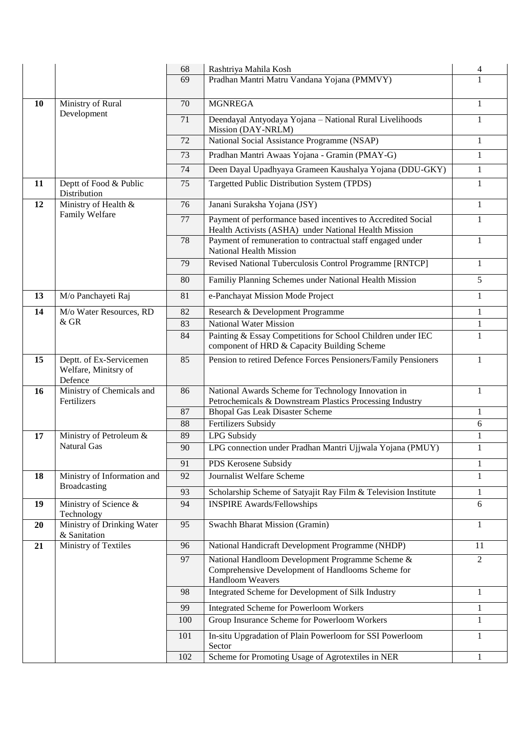| | | | | |
|---|---|---|---|---|
| | | 68 | Rashtriya Mahila Kosh | 4 |
| | | 69 | Pradhan Mantri Matru Vandana Yojana (PMMVY) | 1 |
| **10** | Ministry of Rural Development | 70 | MGNREGA | 1 |
| | | 71 | Deendayal Antyodaya Yojana – National Rural Livelihoods Mission (DAY-NRLM) | 1 |
| | | 72 | National Social Assistance Programme (NSAP) | 1 |
| | | 73 | Pradhan Mantri Awaas Yojana - Gramin (PMAY-G) | 1 |
| | | 74 | Deen Dayal Upadhyaya Grameen Kaushalya Yojana (DDU-GKY) | 1 |
| **11** | Deptt of Food & Public Distribution | 75 | Targetted Public Distribution System (TPDS) | 1 |
| **12** | Ministry of Health & Family Welfare | 76 | Janani Suraksha Yojana (JSY) | 1 |
| | | 77 | Payment of performance based incentives to Accredited Social Health Activists (ASHA) under National Health Mission | 1 |
| | | 78 | Payment of remuneration to contractual staff engaged under National Health Mission | 1 |
| | | 79 | Revised National Tuberculosis Control Programme [RNTCP] | 1 |
| | | 80 | Familiy Planning Schemes under National Health Mission | 5 |
| **13** | M/o Panchayeti Raj | 81 | e-Panchayat Mission Mode Project | 1 |
| **14** | M/o Water Resources, RD & GR | 82 | Research & Development Programme | 1 |
| | | 83 | National Water Mission | 1 |
| | | 84 | Painting & Essay Competitions for School Children under IEC component of HRD & Capacity Building Scheme | 1 |
| **15** | Deptt. of Ex-Servicemen Welfare, Minitsry of Defence | 85 | Pension to retired Defence Forces Pensioners/Family Pensioners | 1 |
| **16** | Ministry of Chemicals and Fertilizers | 86 | National Awards Scheme for Technology Innovation in Petrochemicals & Downstream Plastics Processing Industry | 1 |
| | | 87 | Bhopal Gas Leak Disaster Scheme | 1 |
| | | 88 | Fertilizers Subsidy | 6 |
| **17** | Ministry of Petroleum & Natural Gas | 89 | LPG Subsidy | 1 |
| | | 90 | LPG connection under Pradhan Mantri Ujjwala Yojana (PMUY) | 1 |
| | | 91 | PDS Kerosene Subsidy | 1 |
| **18** | Ministry of Information and Broadcasting | 92 | Journalist Welfare Scheme | 1 |
| | | 93 | Scholarship Scheme of Satyajit Ray Film & Television Institute | 1 |
| **19** | Ministry of Science & Technology | 94 | INSPIRE Awards/Fellowships | 6 |
| **20** | Ministry of Drinking Water & Sanitation | 95 | Swachh Bharat Mission (Gramin) | 1 |
| **21** | Ministry of Textiles | 96 | National Handicraft Development Programme (NHDP) | 11 |
| | | 97 | National Handloom Development Programme Scheme & Comprehensive Development of Handlooms Scheme for Handloom Weavers | 2 |
| | | 98 | Integrated Scheme for Development of Silk Industry | 1 |
| | | 99 | Integrated Scheme for Powerloom Workers | 1 |
| | | 100 | Group Insurance Scheme for Powerloom Workers | 1 |
| | | 101 | In-situ Upgradation of Plain Powerloom for SSI Powerloom Sector | 1 |
| | | 102 | Scheme for Promoting Usage of Agrotextiles in NER | 1 |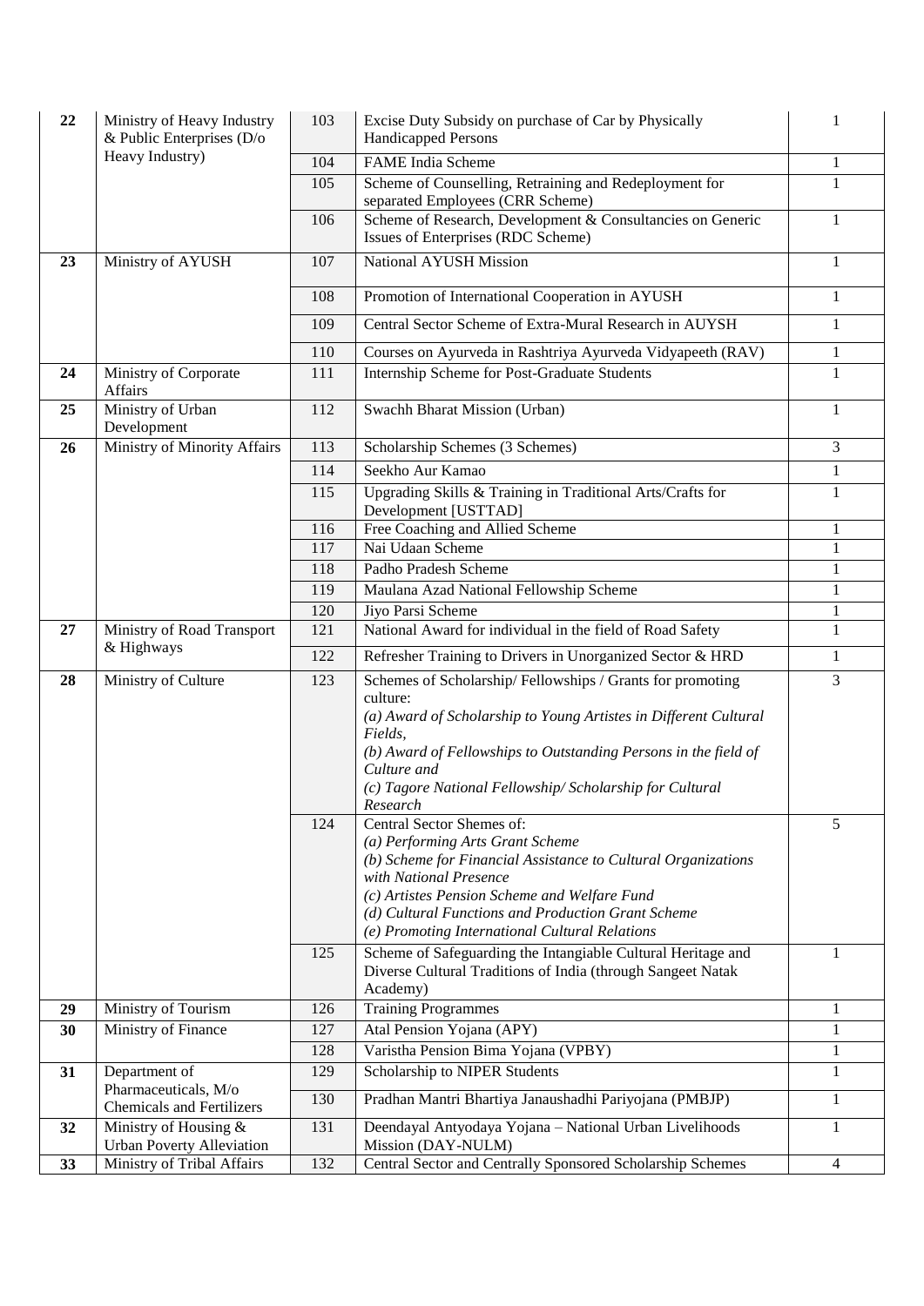| | | | | |
|---|---|---|---|---|
| **22** | Ministry of Heavy Industry & Public Enterprises (D/o Heavy Industry) | 103 | Excise Duty Subsidy on purchase of Car by Physically Handicapped Persons | 1 |
| | | 104 | FAME India Scheme | 1 |
| | | 105 | Scheme of Counselling, Retraining and Redeployment for separated Employees (CRR Scheme) | 1 |
| | | 106 | Scheme of Research, Development & Consultancies on Generic Issues of Enterprises (RDC Scheme) | 1 |
| **23** | Ministry of AYUSH | 107 | National AYUSH Mission | 1 |
| | | 108 | Promotion of International Cooperation in AYUSH | 1 |
| | | 109 | Central Sector Scheme of Extra-Mural Research in AUYSH | 1 |
| | | 110 | Courses on Ayurveda in Rashtriya Ayurveda Vidyapeeth (RAV) | 1 |
| **24** | Ministry of Corporate Affairs | 111 | Internship Scheme for Post-Graduate Students | 1 |
| **25** | Ministry of Urban Development | 112 | Swachh Bharat Mission (Urban) | 1 |
| **26** | Ministry of Minority Affairs | 113 | Scholarship Schemes (3 Schemes) | 3 |
| | | 114 | Seekho Aur Kamao | 1 |
| | | 115 | Upgrading Skills & Training in Traditional Arts/Crafts for Development [USTTAD] | 1 |
| | | 116 | Free Coaching and Allied Scheme | 1 |
| | | 117 | Nai Udaan Scheme | 1 |
| | | 118 | Padho Pradesh Scheme | 1 |
| | | 119 | Maulana Azad National Fellowship Scheme | 1 |
| | | 120 | Jiyo Parsi Scheme | 1 |
| **27** | Ministry of Road Transport & Highways | 121 | National Award for individual in the field of Road Safety | 1 |
| | | 122 | Refresher Training to Drivers in Unorganized Sector & HRD | 1 |
| **28** | Ministry of Culture | 123 | Schemes of Scholarship/ Fellowships / Grants for promoting culture:<br>*(a) Award of Scholarship to Young Artistes in Different Cultural Fields,*<br>*(b) Award of Fellowships to Outstanding Persons in the field of Culture and*<br>*(c) Tagore National Fellowship/ Scholarship for Cultural Research* | 3 |
| | | 124 | Central Sector Shemes of:<br>*(a) Performing Arts Grant Scheme*<br>*(b) Scheme for Financial Assistance to Cultural Organizations with National Presence*<br>*(c) Artistes Pension Scheme and Welfare Fund*<br>*(d) Cultural Functions and Production Grant Scheme*<br>*(e) Promoting International Cultural Relations* | 5 |
| | | 125 | Scheme of Safeguarding the Intangiable Cultural Heritage and Diverse Cultural Traditions of India (through Sangeet Natak Academy) | 1 |
| **29** | Ministry of Tourism | 126 | Training Programmes | 1 |
| **30** | Ministry of Finance | 127 | Atal Pension Yojana (APY) | 1 |
| | | 128 | Varistha Pension Bima Yojana (VPBY) | 1 |
| **31** | Department of Pharmaceuticals, M/o Chemicals and Fertilizers | 129 | Scholarship to NIPER Students | 1 |
| | | 130 | Pradhan Mantri Bhartiya Janaushadhi Pariyojana (PMBJP) | 1 |
| **32** | Ministry of Housing & Urban Poverty Alleviation | 131 | Deendayal Antyodaya Yojana – National Urban Livelihoods Mission (DAY-NULM) | 1 |
| **33** | Ministry of Tribal Affairs | 132 | Central Sector and Centrally Sponsored Scholarship Schemes | 4 |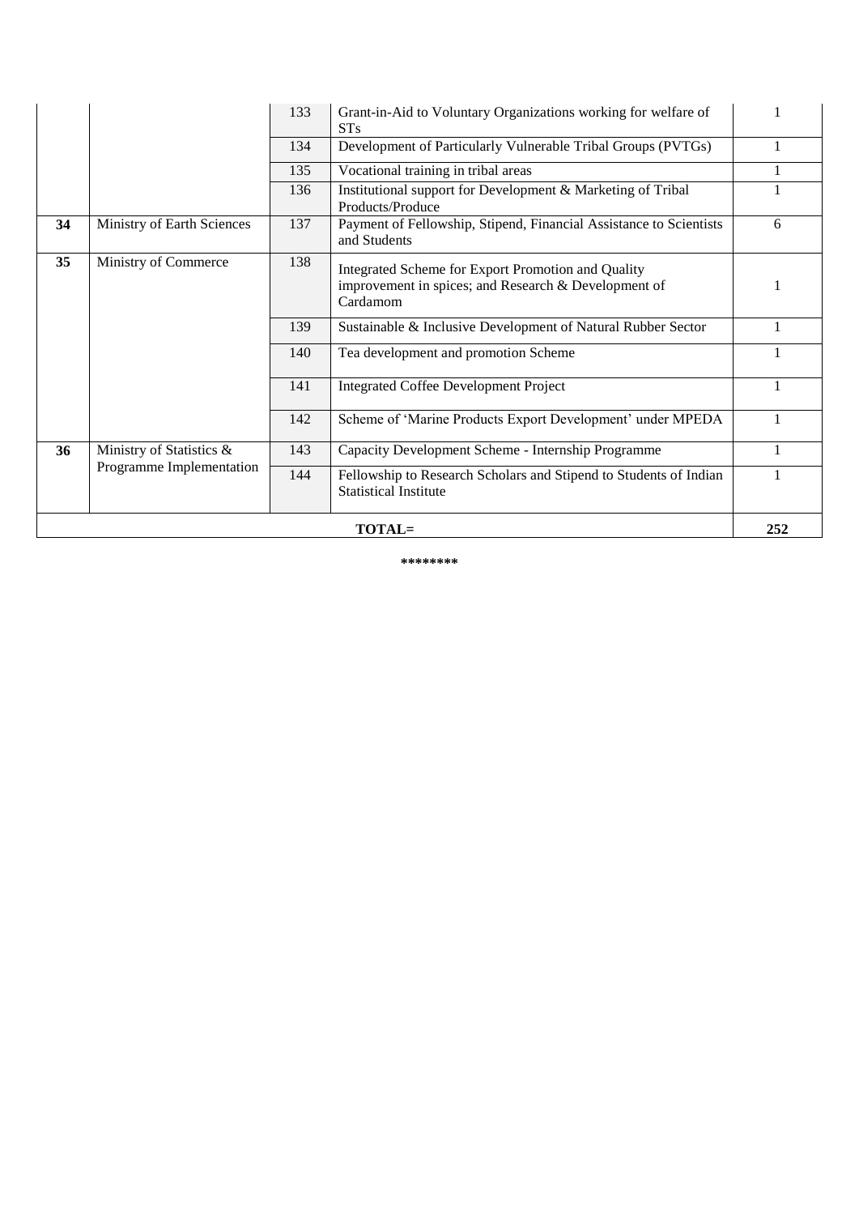| | | | | |
|---|---|---|---|---|
| | | 133 | Grant-in-Aid to Voluntary Organizations working for welfare of STs | 1 |
| | | 134 | Development of Particularly Vulnerable Tribal Groups (PVTGs) | 1 |
| | | 135 | Vocational training in tribal areas | 1 |
| | | 136 | Institutional support for Development & Marketing of Tribal Products/Produce | 1 |
| **34** | Ministry of Earth Sciences | 137 | Payment of Fellowship, Stipend, Financial Assistance to Scientists and Students | 6 |
| **35** | Ministry of Commerce | 138 | Integrated Scheme for Export Promotion and Quality improvement in spices; and Research & Development of Cardamom | 1 |
| | | 139 | Sustainable & Inclusive Development of Natural Rubber Sector | 1 |
| | | 140 | Tea development and promotion Scheme | 1 |
| | | 141 | Integrated Coffee Development Project | 1 |
| | | 142 | Scheme of 'Marine Products Export Development' under MPEDA | 1 |
| **36** | Ministry of Statistics & Programme Implementation | 143 | Capacity Development Scheme - Internship Programme | 1 |
| | | 144 | Fellowship to Research Scholars and Stipend to Students of Indian Statistical Institute | 1 |
| | | | **TOTAL=** | **252** |

**********